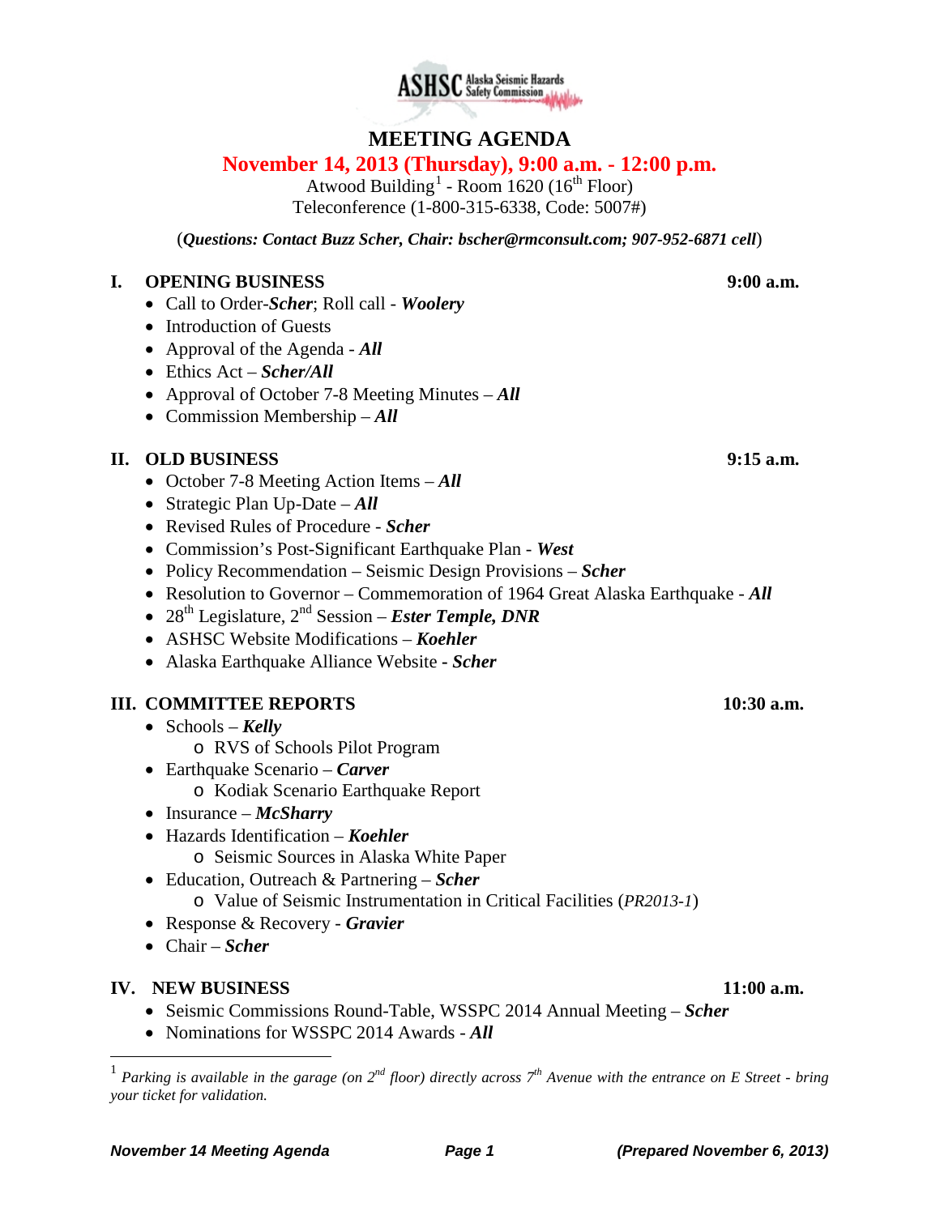ASHSC Alaska Seismic Hazards Safety Commission

# MEETING AGENDA

## November 14, 2013 (Thursday), 9:00 a.m. - 12:00 p.m.

Atwood Building[1] - Room 1620 (16th Floor)
Teleconference (1-800-315-6338, Code: 5007#)

(***Questions: Contact Buzz Scher, Chair: bscher@rmconsult.com; 907-952-6871 cell***)

### I. OPENING BUSINESS — 9:00 a.m.

- Call to Order-***Scher***; Roll call - ***Woolery***
- Introduction of Guests
- Approval of the Agenda - ***All***
- Ethics Act – ***Scher/All***
- Approval of October 7-8 Meeting Minutes – ***All***
- Commission Membership – ***All***

### II. OLD BUSINESS — 9:15 a.m.

- October 7-8 Meeting Action Items – ***All***
- Strategic Plan Up-Date – ***All***
- Revised Rules of Procedure - ***Scher***
- Commission's Post-Significant Earthquake Plan - ***West***
- Policy Recommendation – Seismic Design Provisions – ***Scher***
- Resolution to Governor – Commemoration of 1964 Great Alaska Earthquake - ***All***
- 28th Legislature, 2nd Session – ***Ester Temple, DNR***
- ASHSC Website Modifications – ***Koehler***
- Alaska Earthquake Alliance Website **-** ***Scher***

### III. COMMITTEE REPORTS — 10:30 a.m.

- Schools – ***Kelly***
  - RVS of Schools Pilot Program
- Earthquake Scenario – ***Carver***
  - Kodiak Scenario Earthquake Report
- Insurance – ***McSharry***
- Hazards Identification – ***Koehler***
  - Seismic Sources in Alaska White Paper
- Education, Outreach & Partnering – ***Scher***
  - Value of Seismic Instrumentation in Critical Facilities (*PR2013-1*)
- Response & Recovery - ***Gravier***
- Chair – ***Scher***

### IV. NEW BUSINESS — 11:00 a.m.

- Seismic Commissions Round-Table, WSSPC 2014 Annual Meeting – ***Scher***
- Nominations for WSSPC 2014 Awards - ***All***

---

[1] *Parking is available in the garage (on 2nd floor) directly across 7th Avenue with the entrance on E Street - bring your ticket for validation.*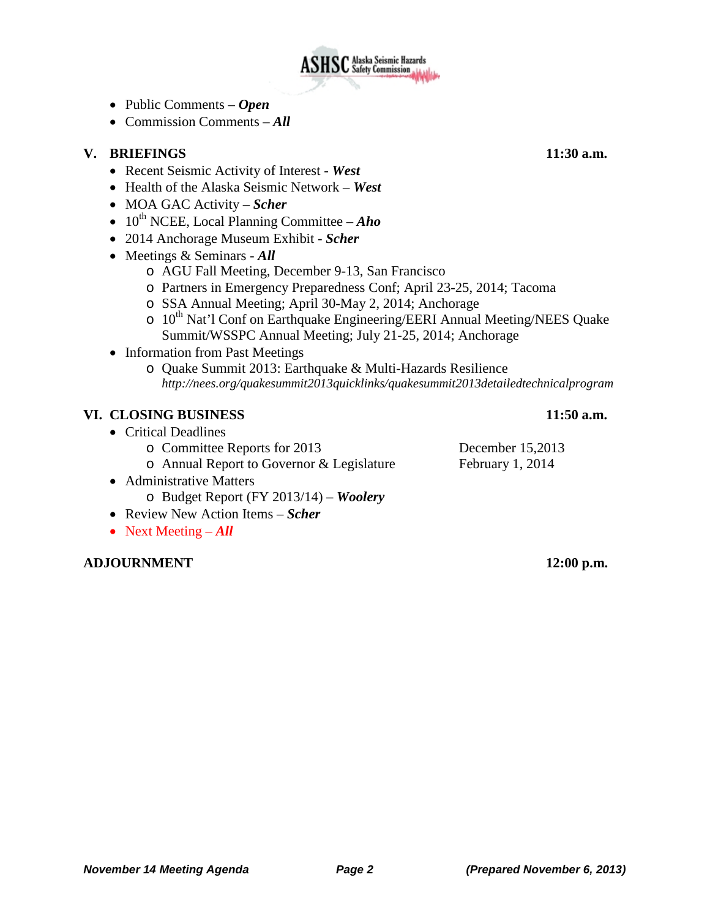- Public Comments – ***Open***
- Commission Comments – ***All***

## V. BRIEFINGS **11:30 a.m.**

- Recent Seismic Activity of Interest - ***West***
- Health of the Alaska Seismic Network – ***West***
- MOA GAC Activity – ***Scher***
- 10th NCEE, Local Planning Committee – ***Aho***
- 2014 Anchorage Museum Exhibit - ***Scher***
- Meetings & Seminars - ***All***
  - AGU Fall Meeting, December 9-13, San Francisco
  - Partners in Emergency Preparedness Conf; April 23-25, 2014; Tacoma
  - SSA Annual Meeting; April 30-May 2, 2014; Anchorage
  - 10th Nat'l Conf on Earthquake Engineering/EERI Annual Meeting/NEES Quake Summit/WSSPC Annual Meeting; July 21-25, 2014; Anchorage
- Information from Past Meetings
  - Quake Summit 2013: Earthquake & Multi-Hazards Resilience
    *http://nees.org/quakesummit2013quicklinks/quakesummit2013detailedtechnicalprogram*

## VI. CLOSING BUSINESS **11:50 a.m.**

- Critical Deadlines
  - Committee Reports for 2013 — December 15,2013
  - Annual Report to Governor & Legislature — February 1, 2014
- Administrative Matters
  - Budget Report (FY 2013/14) – ***Woolery***
- Review New Action Items – ***Scher***
- Next Meeting – ***All***

## ADJOURNMENT **12:00 p.m.**